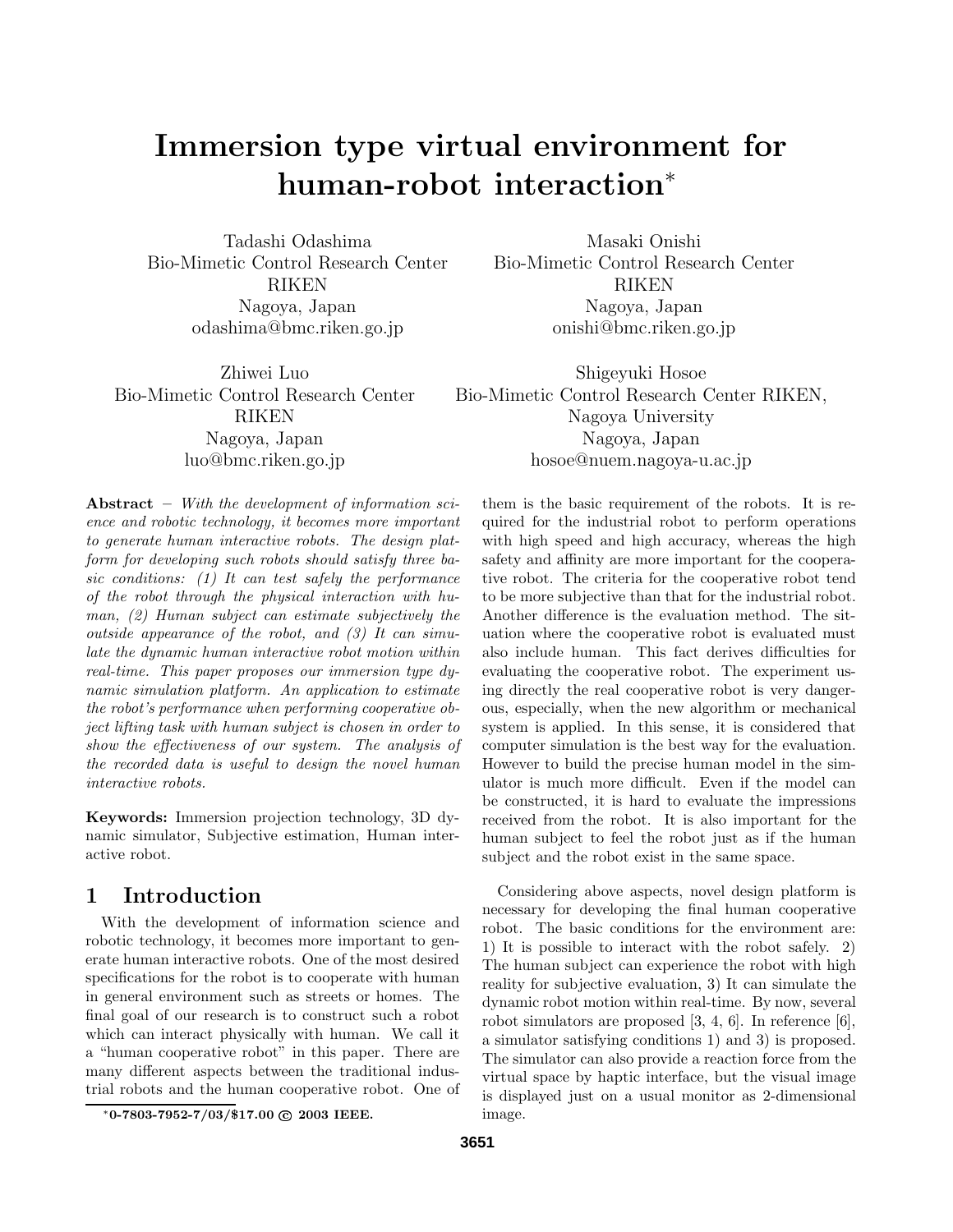# Immersion type virtual environment for human-robot interaction*

Tadashi Odashima
Bio-Mimetic Control Research Center
RIKEN
Nagoya, Japan
odashima@bmc.riken.go.jp

Masaki Onishi
Bio-Mimetic Control Research Center
RIKEN
Nagoya, Japan
onishi@bmc.riken.go.jp

Zhiwei Luo
Bio-Mimetic Control Research Center
RIKEN
Nagoya, Japan
luo@bmc.riken.go.jp

Shigeyuki Hosoe
Bio-Mimetic Control Research Center RIKEN,
Nagoya University
Nagoya, Japan
hosoe@nuem.nagoya-u.ac.jp

**Abstract** – *With the development of information science and robotic technology, it becomes more important to generate human interactive robots. The design platform for developing such robots should satisfy three basic conditions: (1) It can test safely the performance of the robot through the physical interaction with human, (2) Human subject can estimate subjectively the outside appearance of the robot, and (3) It can simulate the dynamic human interactive robot motion within real-time. This paper proposes our immersion type dynamic simulation platform. An application to estimate the robot's performance when performing cooperative object lifting task with human subject is chosen in order to show the effectiveness of our system. The analysis of the recorded data is useful to design the novel human interactive robots.*

**Keywords:** Immersion projection technology, 3D dynamic simulator, Subjective estimation, Human interactive robot.

## 1 Introduction

With the development of information science and robotic technology, it becomes more important to generate human interactive robots. One of the most desired specifications for the robot is to cooperate with human in general environment such as streets or homes. The final goal of our research is to construct such a robot which can interact physically with human. We call it a "human cooperative robot" in this paper. There are many different aspects between the traditional industrial robots and the human cooperative robot. One of them is the basic requirement of the robots. It is required for the industrial robot to perform operations with high speed and high accuracy, whereas the high safety and affinity are more important for the cooperative robot. The criteria for the cooperative robot tend to be more subjective than that for the industrial robot. Another difference is the evaluation method. The situation where the cooperative robot is evaluated must also include human. This fact derives difficulties for evaluating the cooperative robot. The experiment using directly the real cooperative robot is very dangerous, especially, when the new algorithm or mechanical system is applied. In this sense, it is considered that computer simulation is the best way for the evaluation. However to build the precise human model in the simulator is much more difficult. Even if the model can be constructed, it is hard to evaluate the impressions received from the robot. It is also important for the human subject to feel the robot just as if the human subject and the robot exist in the same space.

Considering above aspects, novel design platform is necessary for developing the final human cooperative robot. The basic conditions for the environment are: 1) It is possible to interact with the robot safely. 2) The human subject can experience the robot with high reality for subjective evaluation, 3) It can simulate the dynamic robot motion within real-time. By now, several robot simulators are proposed [3, 4, 6]. In reference [6], a simulator satisfying conditions 1) and 3) is proposed. The simulator can also provide a reaction force from the virtual space by haptic interface, but the visual image is displayed just on a usual monitor as 2-dimensional image.

*0-7803-7952-7/03/$17.00 © 2003 IEEE.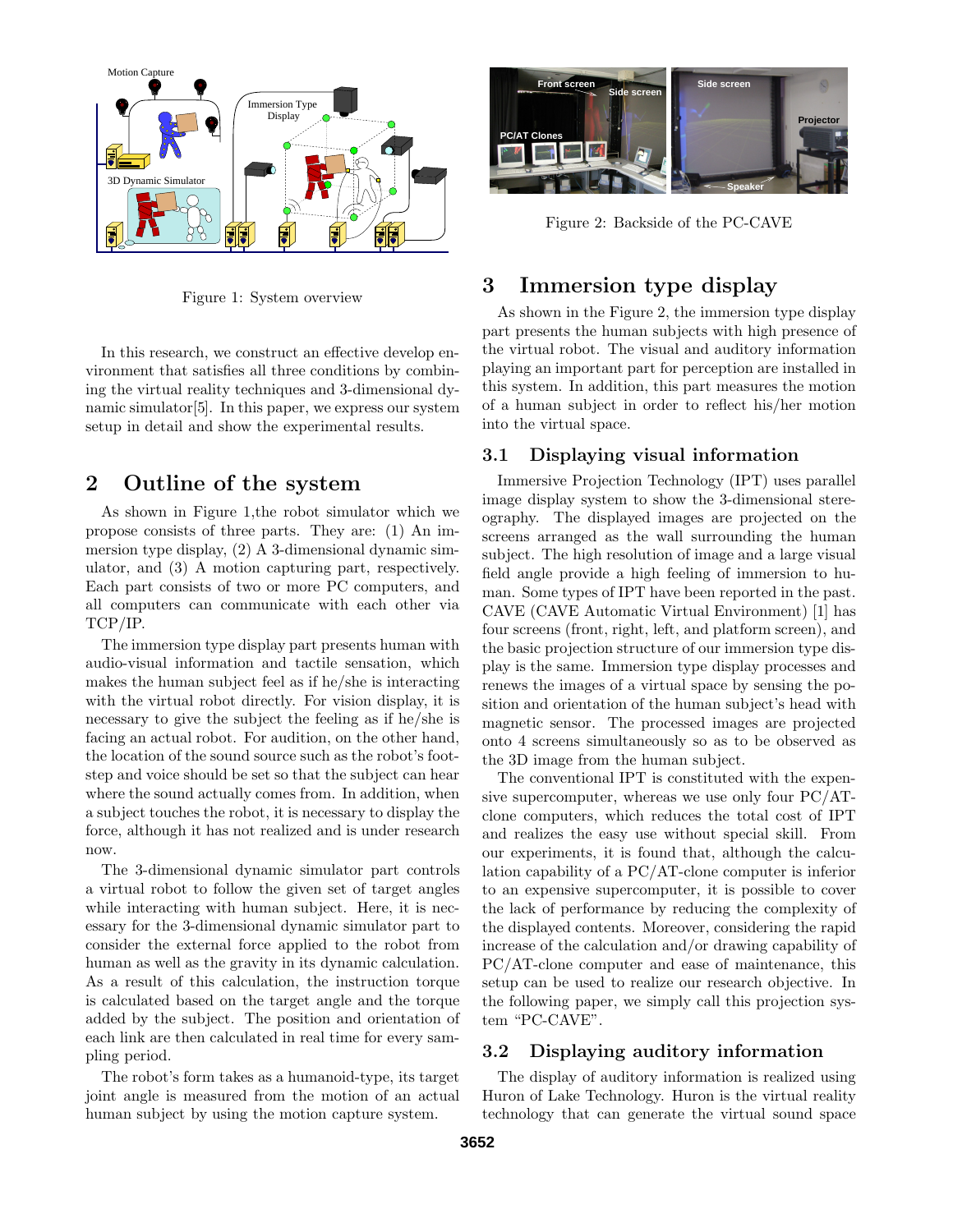Figure 1: System overview

In this research, we construct an effective develop environment that satisfies all three conditions by combining the virtual reality techniques and 3-dimensional dynamic simulator[5]. In this paper, we express our system setup in detail and show the experimental results.

## 2 Outline of the system

As shown in Figure 1,the robot simulator which we propose consists of three parts. They are: (1) An immersion type display, (2) A 3-dimensional dynamic simulator, and (3) A motion capturing part, respectively. Each part consists of two or more PC computers, and all computers can communicate with each other via TCP/IP.

The immersion type display part presents human with audio-visual information and tactile sensation, which makes the human subject feel as if he/she is interacting with the virtual robot directly. For vision display, it is necessary to give the subject the feeling as if he/she is facing an actual robot. For audition, on the other hand, the location of the sound source such as the robot's footstep and voice should be set so that the subject can hear where the sound actually comes from. In addition, when a subject touches the robot, it is necessary to display the force, although it has not realized and is under research now.

The 3-dimensional dynamic simulator part controls a virtual robot to follow the given set of target angles while interacting with human subject. Here, it is necessary for the 3-dimensional dynamic simulator part to consider the external force applied to the robot from human as well as the gravity in its dynamic calculation. As a result of this calculation, the instruction torque is calculated based on the target angle and the torque added by the subject. The position and orientation of each link are then calculated in real time for every sampling period.

The robot's form takes as a humanoid-type, its target joint angle is measured from the motion of an actual human subject by using the motion capture system.

Figure 2: Backside of the PC-CAVE

## 3 Immersion type display

As shown in the Figure 2, the immersion type display part presents the human subjects with high presence of the virtual robot. The visual and auditory information playing an important part for perception are installed in this system. In addition, this part measures the motion of a human subject in order to reflect his/her motion into the virtual space.

### 3.1 Displaying visual information

Immersive Projection Technology (IPT) uses parallel image display system to show the 3-dimensional stereography. The displayed images are projected on the screens arranged as the wall surrounding the human subject. The high resolution of image and a large visual field angle provide a high feeling of immersion to human. Some types of IPT have been reported in the past. CAVE (CAVE Automatic Virtual Environment) [1] has four screens (front, right, left, and platform screen), and the basic projection structure of our immersion type display is the same. Immersion type display processes and renews the images of a virtual space by sensing the position and orientation of the human subject's head with magnetic sensor. The processed images are projected onto 4 screens simultaneously so as to be observed as the 3D image from the human subject.

The conventional IPT is constituted with the expensive supercomputer, whereas we use only four PC/AT-clone computers, which reduces the total cost of IPT and realizes the easy use without special skill. From our experiments, it is found that, although the calculation capability of a PC/AT-clone computer is inferior to an expensive supercomputer, it is possible to cover the lack of performance by reducing the complexity of the displayed contents. Moreover, considering the rapid increase of the calculation and/or drawing capability of PC/AT-clone computer and ease of maintenance, this setup can be used to realize our research objective. In the following paper, we simply call this projection system "PC-CAVE".

### 3.2 Displaying auditory information

The display of auditory information is realized using Huron of Lake Technology. Huron is the virtual reality technology that can generate the virtual sound space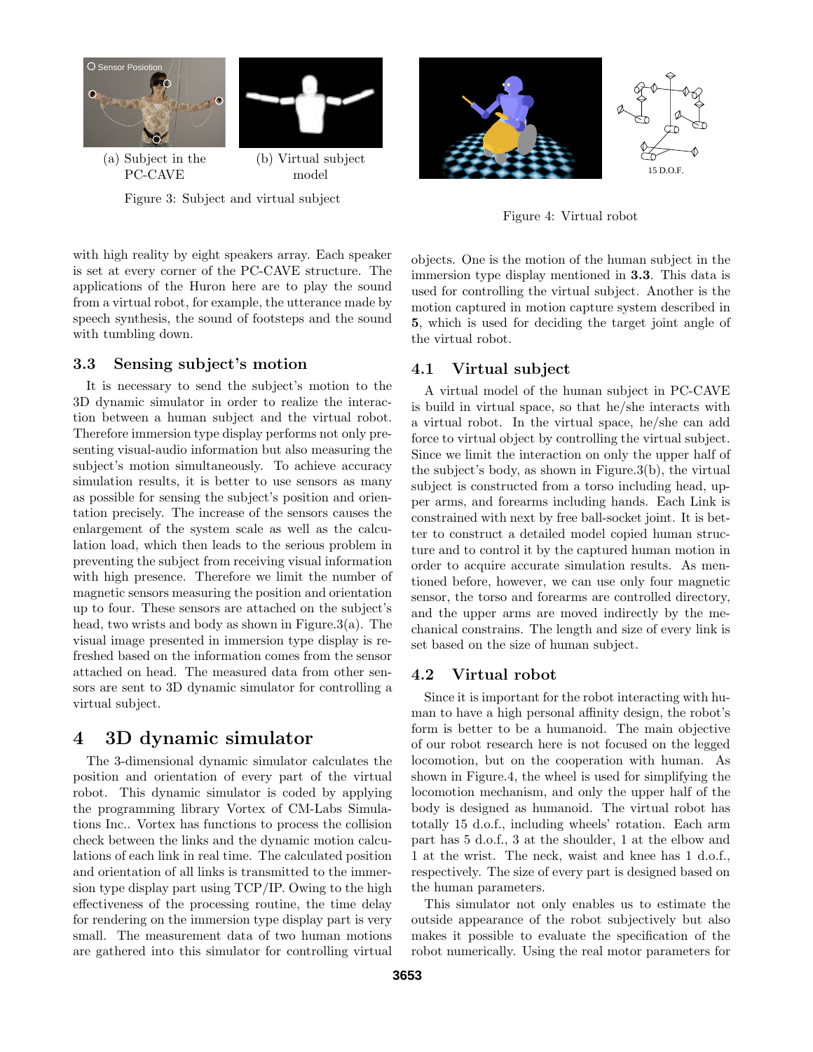(a) Subject in the PC-CAVE

(b) Virtual subject model

Figure 3: Subject and virtual subject

Figure 4: Virtual robot

with high reality by eight speakers array. Each speaker is set at every corner of the PC-CAVE structure. The applications of the Huron here are to play the sound from a virtual robot, for example, the utterance made by speech synthesis, the sound of footsteps and the sound with tumbling down.

### 3.3 Sensing subject's motion

It is necessary to send the subject's motion to the 3D dynamic simulator in order to realize the interaction between a human subject and the virtual robot. Therefore immersion type display performs not only presenting visual-audio information but also measuring the subject's motion simultaneously. To achieve accuracy simulation results, it is better to use sensors as many as possible for sensing the subject's position and orientation precisely. The increase of the sensors causes the enlargement of the system scale as well as the calculation load, which then leads to the serious problem in preventing the subject from receiving visual information with high presence. Therefore we limit the number of magnetic sensors measuring the position and orientation up to four. These sensors are attached on the subject's head, two wrists and body as shown in Figure.3(a). The visual image presented in immersion type display is refreshed based on the information comes from the sensor attached on head. The measured data from other sensors are sent to 3D dynamic simulator for controlling a virtual subject.

## 4 3D dynamic simulator

The 3-dimensional dynamic simulator calculates the position and orientation of every part of the virtual robot. This dynamic simulator is coded by applying the programming library Vortex of CM-Labs Simulations Inc.. Vortex has functions to process the collision check between the links and the dynamic motion calculations of each link in real time. The calculated position and orientation of all links is transmitted to the immersion type display part using TCP/IP. Owing to the high effectiveness of the processing routine, the time delay for rendering on the immersion type display part is very small. The measurement data of two human motions are gathered into this simulator for controlling virtual objects. One is the motion of the human subject in the immersion type display mentioned in **3.3**. This data is used for controlling the virtual subject. Another is the motion captured in motion capture system described in **5**, which is used for deciding the target joint angle of the virtual robot.

### 4.1 Virtual subject

A virtual model of the human subject in PC-CAVE is build in virtual space, so that he/she interacts with a virtual robot. In the virtual space, he/she can add force to virtual object by controlling the virtual subject. Since we limit the interaction on only the upper half of the subject's body, as shown in Figure.3(b), the virtual subject is constructed from a torso including head, upper arms, and forearms including hands. Each Link is constrained with next by free ball-socket joint. It is better to construct a detailed model copied human structure and to control it by the captured human motion in order to acquire accurate simulation results. As mentioned before, however, we can use only four magnetic sensor, the torso and forearms are controlled directory, and the upper arms are moved indirectly by the mechanical constrains. The length and size of every link is set based on the size of human subject.

### 4.2 Virtual robot

Since it is important for the robot interacting with human to have a high personal affinity design, the robot's form is better to be a humanoid. The main objective of our robot research here is not focused on the legged locomotion, but on the cooperation with human. As shown in Figure.4, the wheel is used for simplifying the locomotion mechanism, and only the upper half of the body is designed as humanoid. The virtual robot has totally 15 d.o.f., including wheels' rotation. Each arm part has 5 d.o.f., 3 at the shoulder, 1 at the elbow and 1 at the wrist. The neck, waist and knee has 1 d.o.f., respectively. The size of every part is designed based on the human parameters.

This simulator not only enables us to estimate the outside appearance of the robot subjectively but also makes it possible to evaluate the specification of the robot numerically. Using the real motor parameters for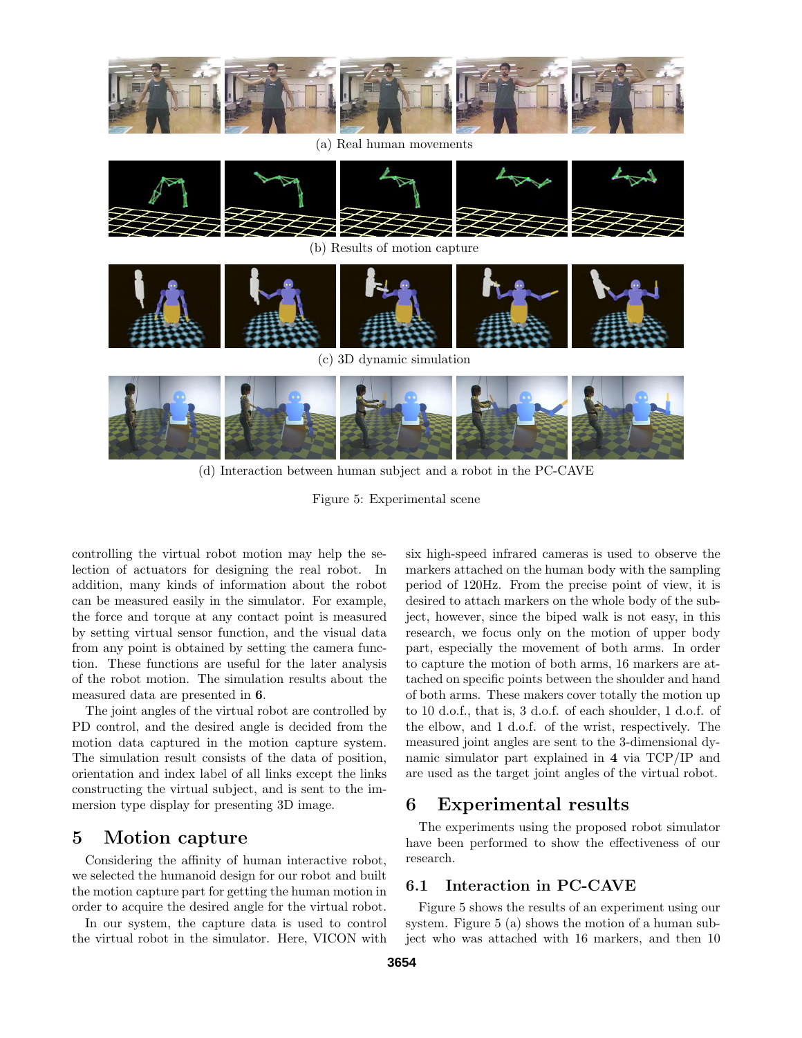(a) Real human movements

(b) Results of motion capture

(c) 3D dynamic simulation

(d) Interaction between human subject and a robot in the PC-CAVE

Figure 5: Experimental scene

controlling the virtual robot motion may help the selection of actuators for designing the real robot. In addition, many kinds of information about the robot can be measured easily in the simulator. For example, the force and torque at any contact point is measured by setting virtual sensor function, and the visual data from any point is obtained by setting the camera function. These functions are useful for the later analysis of the robot motion. The simulation results about the measured data are presented in **6**.

The joint angles of the virtual robot are controlled by PD control, and the desired angle is decided from the motion data captured in the motion capture system. The simulation result consists of the data of position, orientation and index label of all links except the links constructing the virtual subject, and is sent to the immersion type display for presenting 3D image.

# 5 Motion capture

Considering the affinity of human interactive robot, we selected the humanoid design for our robot and built the motion capture part for getting the human motion in order to acquire the desired angle for the virtual robot.

In our system, the capture data is used to control the virtual robot in the simulator. Here, VICON with six high-speed infrared cameras is used to observe the markers attached on the human body with the sampling period of 120Hz. From the precise point of view, it is desired to attach markers on the whole body of the subject, however, since the biped walk is not easy, in this research, we focus only on the motion of upper body part, especially the movement of both arms. In order to capture the motion of both arms, 16 markers are attached on specific points between the shoulder and hand of both arms. These makers cover totally the motion up to 10 d.o.f., that is, 3 d.o.f. of each shoulder, 1 d.o.f. of the elbow, and 1 d.o.f. of the wrist, respectively. The measured joint angles are sent to the 3-dimensional dynamic simulator part explained in **4** via TCP/IP and are used as the target joint angles of the virtual robot.

# 6 Experimental results

The experiments using the proposed robot simulator have been performed to show the effectiveness of our research.

## 6.1 Interaction in PC-CAVE

Figure 5 shows the results of an experiment using our system. Figure 5 (a) shows the motion of a human subject who was attached with 16 markers, and then 10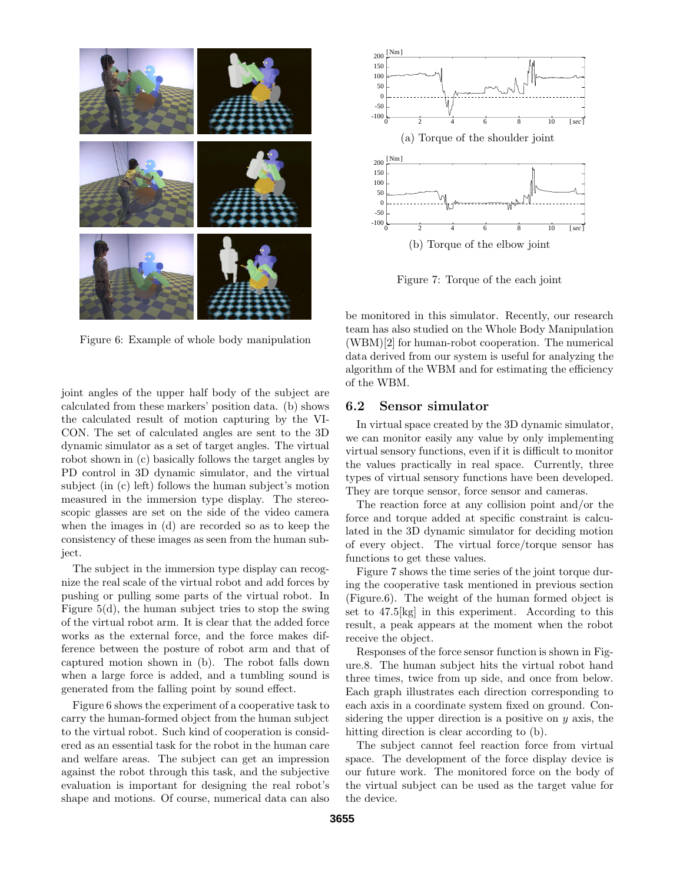Figure 6: Example of whole body manipulation

Figure 7: Torque of the each joint

(a) Torque of the shoulder joint

(b) Torque of the elbow joint

joint angles of the upper half body of the subject are calculated from these markers' position data. (b) shows the calculated result of motion capturing by the VICON. The set of calculated angles are sent to the 3D dynamic simulator as a set of target angles. The virtual robot shown in (c) basically follows the target angles by PD control in 3D dynamic simulator, and the virtual subject (in (c) left) follows the human subject's motion measured in the immersion type display. The stereoscopic glasses are set on the side of the video camera when the images in (d) are recorded so as to keep the consistency of these images as seen from the human subject.

The subject in the immersion type display can recognize the real scale of the virtual robot and add forces by pushing or pulling some parts of the virtual robot. In Figure 5(d), the human subject tries to stop the swing of the virtual robot arm. It is clear that the added force works as the external force, and the force makes difference between the posture of robot arm and that of captured motion shown in (b). The robot falls down when a large force is added, and a tumbling sound is generated from the falling point by sound effect.

Figure 6 shows the experiment of a cooperative task to carry the human-formed object from the human subject to the virtual robot. Such kind of cooperation is considered as an essential task for the robot in the human care and welfare areas. The subject can get an impression against the robot through this task, and the subjective evaluation is important for designing the real robot's shape and motions. Of course, numerical data can also be monitored in this simulator. Recently, our research team has also studied on the Whole Body Manipulation (WBM)[2] for human-robot cooperation. The numerical data derived from our system is useful for analyzing the algorithm of the WBM and for estimating the efficiency of the WBM.

### 6.2 Sensor simulator

In virtual space created by the 3D dynamic simulator, we can monitor easily any value by only implementing virtual sensory functions, even if it is difficult to monitor the values practically in real space. Currently, three types of virtual sensory functions have been developed. They are torque sensor, force sensor and cameras.

The reaction force at any collision point and/or the force and torque added at specific constraint is calculated in the 3D dynamic simulator for deciding motion of every object. The virtual force/torque sensor has functions to get these values.

Figure 7 shows the time series of the joint torque during the cooperative task mentioned in previous section (Figure.6). The weight of the human formed object is set to 47.5[kg] in this experiment. According to this result, a peak appears at the moment when the robot receive the object.

Responses of the force sensor function is shown in Figure.8. The human subject hits the virtual robot hand three times, twice from up side, and once from below. Each graph illustrates each direction corresponding to each axis in a coordinate system fixed on ground. Considering the upper direction is a positive on $y$ axis, the hitting direction is clear according to (b).

The subject cannot feel reaction force from virtual space. The development of the force display device is our future work. The monitored force on the body of the virtual subject can be used as the target value for the device.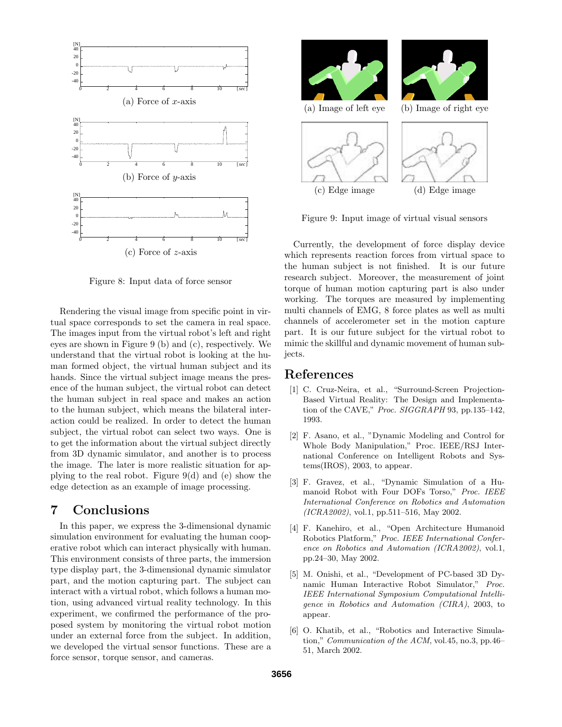[N]
40
20
0
-20
-40
0 2 4 6 8 10 [sec]

(a) Force of $x$-axis

[N]
40
20
0
-20
-40
0 2 4 6 8 10 [sec]

(b) Force of $y$-axis

[N]
40
20
0
-20
-40
0 2 4 6 8 10 [sec]

(c) Force of $z$-axis

Figure 8: Input data of force sensor

Rendering the visual image from specific point in virtual space corresponds to set the camera in real space. The images input from the virtual robot's left and right eyes are shown in Figure 9 (b) and (c), respectively. We understand that the virtual robot is looking at the human formed object, the virtual human subject and its hands. Since the virtual subject image means the presence of the human subject, the virtual robot can detect the human subject in real space and makes an action to the human subject, which means the bilateral interaction could be realized. In order to detect the human subject, the virtual robot can select two ways. One is to get the information about the virtual subject directly from 3D dynamic simulator, and another is to process the image. The later is more realistic situation for applying to the real robot. Figure 9(d) and (e) show the edge detection as an example of image processing.

## 7 Conclusions

In this paper, we express the 3-dimensional dynamic simulation environment for evaluating the human cooperative robot which can interact physically with human. This environment consists of three parts, the immersion type display part, the 3-dimensional dynamic simulator part, and the motion capturing part. The subject can interact with a virtual robot, which follows a human motion, using advanced virtual reality technology. In this experiment, we confirmed the performance of the proposed system by monitoring the virtual robot motion under an external force from the subject. In addition, we developed the virtual sensor functions. These are a force sensor, torque sensor, and cameras.

(a) Image of left eye

(b) Image of right eye

(c) Edge image

(d) Edge image

Figure 9: Input image of virtual visual sensors

Currently, the development of force display device which represents reaction forces from virtual space to the human subject is not finished. It is our future research subject. Moreover, the measurement of joint torque of human motion capturing part is also under working. The torques are measured by implementing multi channels of EMG, 8 force plates as well as multi channels of accelerometer set in the motion capture part. It is our future subject for the virtual robot to mimic the skillful and dynamic movement of human subjects.

## References

[1] C. Cruz-Neira, et al., "Surround-Screen Projection-Based Virtual Reality: The Design and Implementation of the CAVE," *Proc. SIGGRAPH* 93, pp.135–142, 1993.

[2] F. Asano, et al., "Dynamic Modeling and Control for Whole Body Manipulation," Proc. IEEE/RSJ International Conference on Intelligent Robots and Systems(IROS), 2003, to appear.

[3] F. Gravez, et al., "Dynamic Simulation of a Humanoid Robot with Four DOFs Torso," *Proc. IEEE International Conference on Robotics and Automation (ICRA2002)*, vol.1, pp.511–516, May 2002.

[4] F. Kanehiro, et al., "Open Architecture Humanoid Robotics Platform," *Proc. IEEE International Conference on Robotics and Automation (ICRA2002)*, vol.1, pp.24–30, May 2002.

[5] M. Onishi, et al., "Development of PC-based 3D Dynamic Human Interactive Robot Simulator," *Proc. IEEE International Symposium Computational Intelligence in Robotics and Automation (CIRA)*, 2003, to appear.

[6] O. Khatib, et al., "Robotics and Interactive Simulation," *Communication of the ACM*, vol.45, no.3, pp.46–51, March 2002.